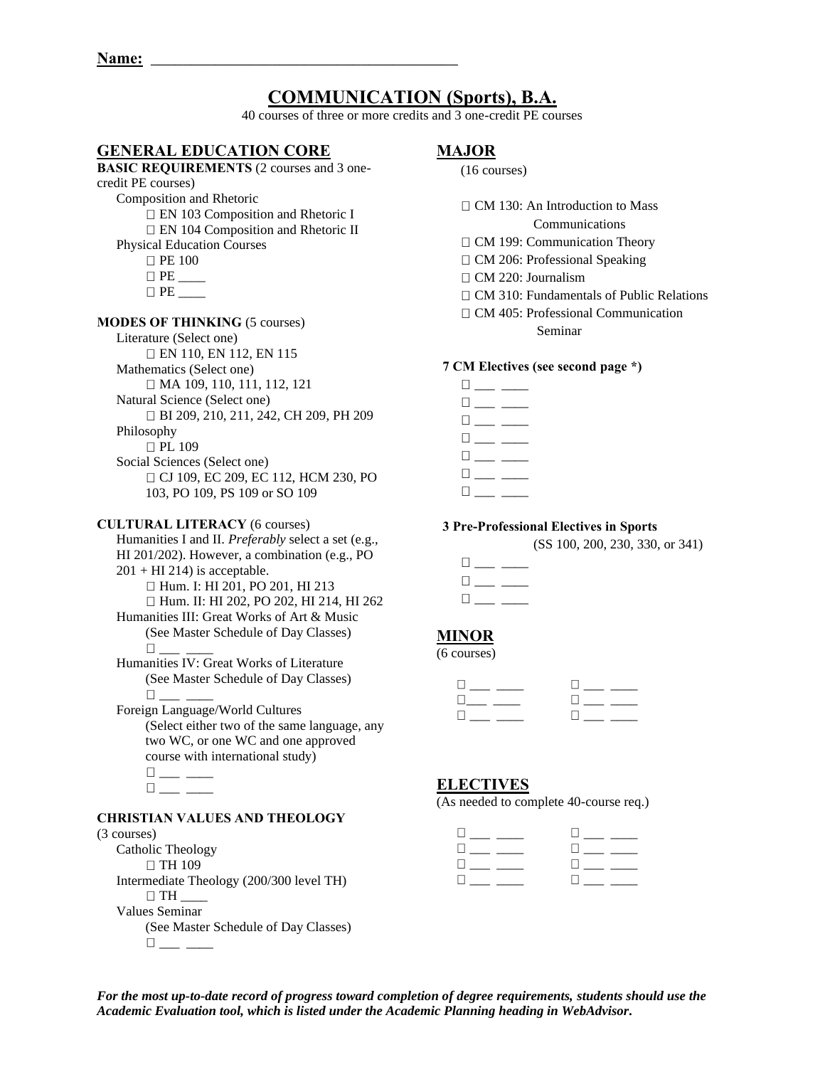**Name: \_\_\_\_\_\_\_\_\_\_\_\_\_\_\_\_\_\_\_\_\_\_\_\_\_\_\_\_\_\_\_\_\_\_\_\_\_\_\_\_**

# COMMUNICATION (Sports), B.A.

40 courses of three or more credits and 3 one-credit PE courses

## GENERAL EDUCATION CORE

**BASIC REQUIREMENTS** (2 courses and 3 one-credit PE courses)

Composition and Rhetoric
- ☐ EN 103 Composition and Rhetoric I
- ☐ EN 104 Composition and Rhetoric II

Physical Education Courses
- ☐ PE 100
- ☐ PE \_\_\_\_
- ☐ PE \_\_\_\_

**MODES OF THINKING** (5 courses)

Literature (Select one)
- ☐ EN 110, EN 112, EN 115

Mathematics (Select one)
- ☐ MA 109, 110, 111, 112, 121

Natural Science (Select one)
- ☐ BI 209, 210, 211, 242, CH 209, PH 209

Philosophy
- ☐ PL 109

Social Sciences (Select one)
- ☐ CJ 109, EC 209, EC 112, HCM 230, PO 103, PO 109, PS 109 or SO 109

**CULTURAL LITERACY** (6 courses)

Humanities I and II. *Preferably* select a set (e.g., HI 201/202). However, a combination (e.g., PO 201 + HI 214) is acceptable.
- ☐ Hum. I: HI 201, PO 201, HI 213
- ☐ Hum. II: HI 202, PO 202, HI 214, HI 262

Humanities III: Great Works of Art & Music (See Master Schedule of Day Classes)
- ☐ \_\_\_ \_\_\_\_

Humanities IV: Great Works of Literature (See Master Schedule of Day Classes)
- ☐ \_\_\_ \_\_\_\_

Foreign Language/World Cultures (Select either two of the same language, any two WC, or one WC and one approved course with international study)
- ☐ \_\_\_ \_\_\_\_
- ☐ \_\_\_ \_\_\_\_

**CHRISTIAN VALUES AND THEOLOGY** (3 courses)

Catholic Theology
- ☐ TH 109

Intermediate Theology (200/300 level TH)
- ☐ TH \_\_\_\_

Values Seminar (See Master Schedule of Day Classes)
- ☐ \_\_\_ \_\_\_\_

## MAJOR

(16 courses)

- ☐ CM 130: An Introduction to Mass Communications
- ☐ CM 199: Communication Theory
- ☐ CM 206: Professional Speaking
- ☐ CM 220: Journalism
- ☐ CM 310: Fundamentals of Public Relations
- ☐ CM 405: Professional Communication Seminar

**7 CM Electives (see second page \*)**

- ☐ \_\_\_ \_\_\_\_
- ☐ \_\_\_ \_\_\_\_
- ☐ \_\_\_ \_\_\_\_
- ☐ \_\_\_ \_\_\_\_
- ☐ \_\_\_ \_\_\_\_
- ☐ \_\_\_ \_\_\_\_
- ☐ \_\_\_ \_\_\_\_

**3 Pre-Professional Electives in Sports** (SS 100, 200, 230, 330, or 341)

- ☐ \_\_\_ \_\_\_\_
- ☐ \_\_\_ \_\_\_\_
- ☐ \_\_\_ \_\_\_\_

## MINOR

(6 courses)

- ☐ \_\_\_ \_\_\_\_  ☐ \_\_\_ \_\_\_\_
- ☐ \_\_\_ \_\_\_\_  ☐ \_\_\_ \_\_\_\_
- ☐ \_\_\_ \_\_\_\_  ☐ \_\_\_ \_\_\_\_

## ELECTIVES

(As needed to complete 40-course req.)

- ☐ \_\_\_ \_\_\_\_  ☐ \_\_\_ \_\_\_\_
- ☐ \_\_\_ \_\_\_\_  ☐ \_\_\_ \_\_\_\_
- ☐ \_\_\_ \_\_\_\_  ☐ \_\_\_ \_\_\_\_
- ☐ \_\_\_ \_\_\_\_  ☐ \_\_\_ \_\_\_\_

***For the most up-to-date record of progress toward completion of degree requirements, students should use the Academic Evaluation tool, which is listed under the Academic Planning heading in WebAdvisor.***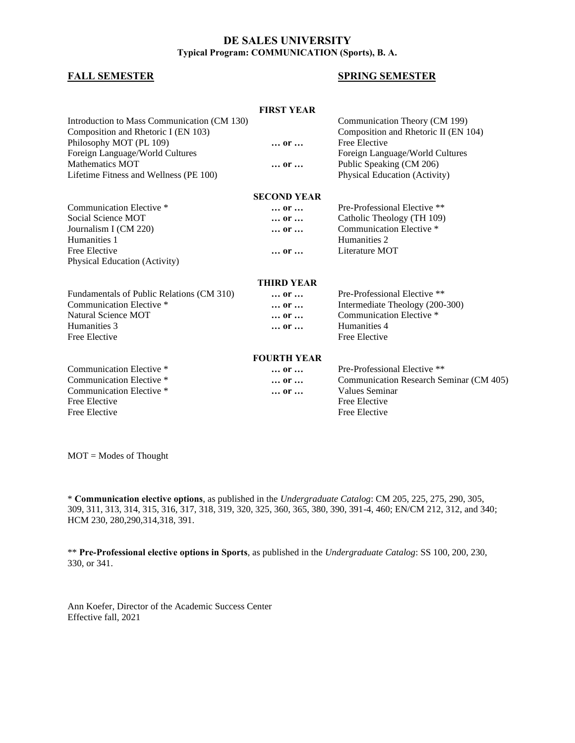# DE SALES UNIVERSITY

## Typical Program: COMMUNICATION (Sports), B. A.

| FALL SEMESTER | | SPRING SEMESTER |
|---|---|---|
| | **FIRST YEAR** | |
| Introduction to Mass Communication (CM 130) | | Communication Theory (CM 199) |
| Composition and Rhetoric I (EN 103) | | Composition and Rhetoric II (EN 104) |
| Philosophy MOT (PL 109) | **… or …** | Free Elective |
| Foreign Language/World Cultures | | Foreign Language/World Cultures |
| Mathematics MOT | **… or …** | Public Speaking (CM 206) |
| Lifetime Fitness and Wellness (PE 100) | | Physical Education (Activity) |
| | **SECOND YEAR** | |
| Communication Elective * | **… or …** | Pre-Professional Elective ** |
| Social Science MOT | **… or …** | Catholic Theology (TH 109) |
| Journalism I (CM 220) | **… or …** | Communication Elective * |
| Humanities 1 | | Humanities 2 |
| Free Elective | **… or …** | Literature MOT |
| Physical Education (Activity) | | |
| | **THIRD YEAR** | |
| Fundamentals of Public Relations (CM 310) | **… or …** | Pre-Professional Elective ** |
| Communication Elective * | **… or …** | Intermediate Theology (200-300) |
| Natural Science MOT | **… or …** | Communication Elective * |
| Humanities 3 | **… or …** | Humanities 4 |
| Free Elective | | Free Elective |
| | **FOURTH YEAR** | |
| Communication Elective * | **… or …** | Pre-Professional Elective ** |
| Communication Elective * | **… or …** | Communication Research Seminar (CM 405) |
| Communication Elective * | **… or …** | Values Seminar |
| Free Elective | | Free Elective |
| Free Elective | | Free Elective |

MOT = Modes of Thought

* **Communication elective options**, as published in the *Undergraduate Catalog*: CM 205, 225, 275, 290, 305, 309, 311, 313, 314, 315, 316, 317, 318, 319, 320, 325, 360, 365, 380, 390, 391-4, 460; EN/CM 212, 312, and 340; HCM 230, 280,290,314,318, 391.

** **Pre-Professional elective options in Sports**, as published in the *Undergraduate Catalog*: SS 100, 200, 230, 330, or 341.

Ann Koefer, Director of the Academic Success Center
Effective fall, 2021